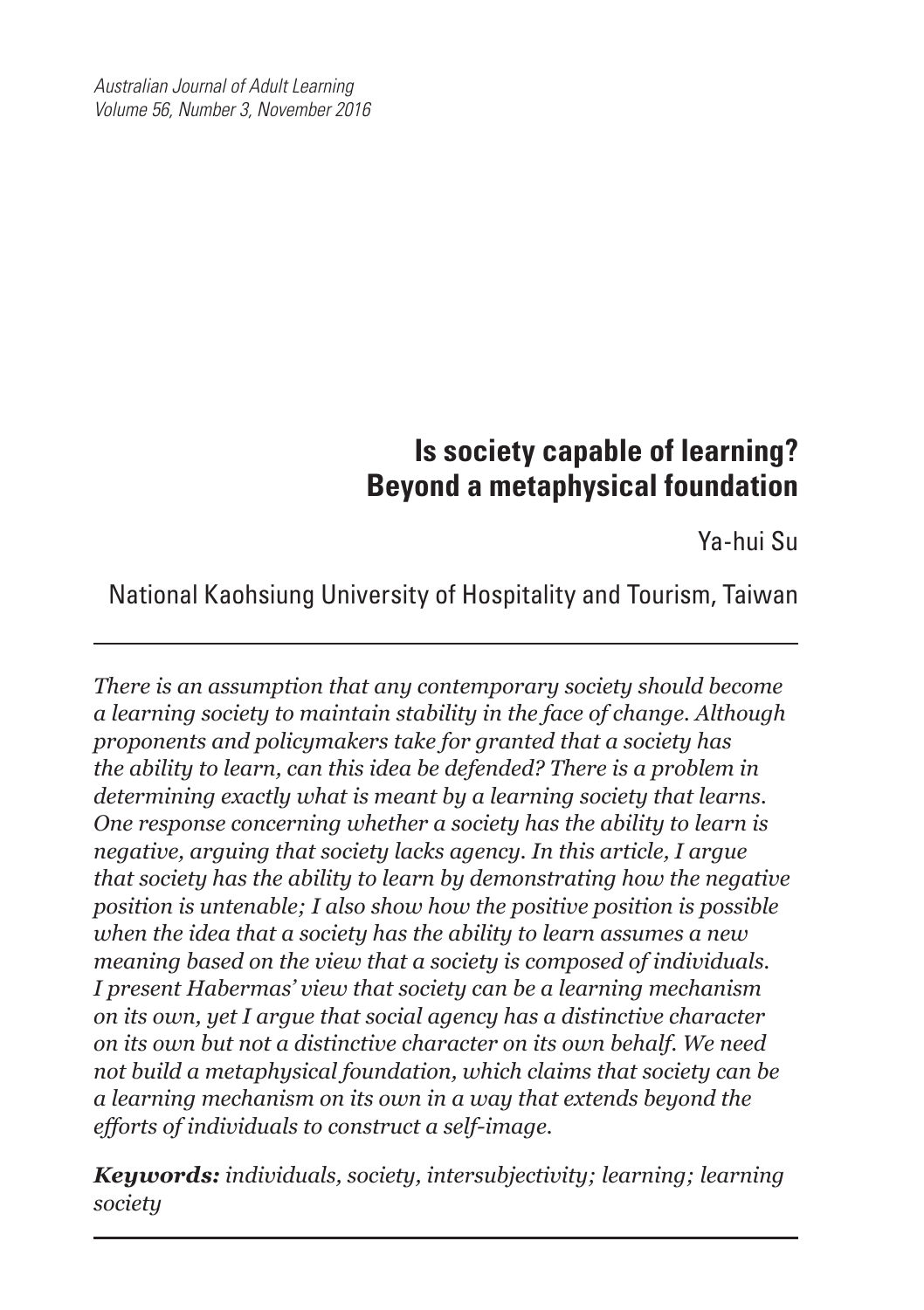# Is society capable of learning? Beyond a metaphysical foundation

Ya-hui Su

National Kaohsiung University of Hospitality and Tourism, Taiwan

*There is an assumption that any contemporary society should become a learning society to maintain stability in the face of change. Although proponents and policymakers take for granted that a society has the ability to learn, can this idea be defended? There is a problem in determining exactly what is meant by a learning society that learns. One response concerning whether a society has the ability to learn is negative, arguing that society lacks agency. In this article, I argue that society has the ability to learn by demonstrating how the negative position is untenable; I also show how the positive position is possible when the idea that a society has the ability to learn assumes a new meaning based on the view that a society is composed of individuals. I present Habermas' view that society can be a learning mechanism on its own, yet I argue that social agency has a distinctive character on its own but not a distinctive character on its own behalf. We need not build a metaphysical foundation, which claims that society can be a learning mechanism on its own in a way that extends beyond the efforts of individuals to construct a self-image.*

***Keywords:*** *individuals, society, intersubjectivity; learning; learning society*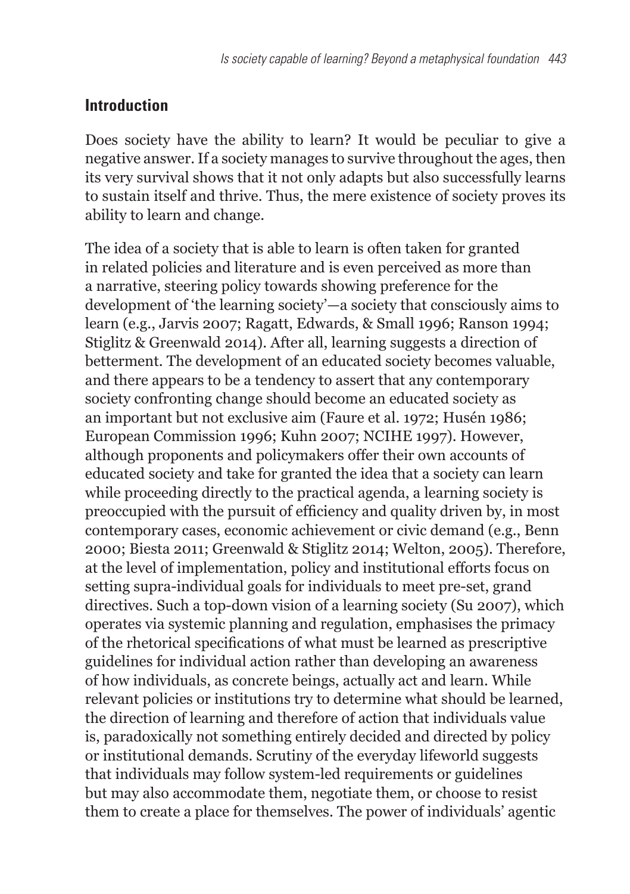## Introduction

Does society have the ability to learn? It would be peculiar to give a negative answer. If a society manages to survive throughout the ages, then its very survival shows that it not only adapts but also successfully learns to sustain itself and thrive. Thus, the mere existence of society proves its ability to learn and change.

The idea of a society that is able to learn is often taken for granted in related policies and literature and is even perceived as more than a narrative, steering policy towards showing preference for the development of 'the learning society'—a society that consciously aims to learn (e.g., Jarvis 2007; Ragatt, Edwards, & Small 1996; Ranson 1994; Stiglitz & Greenwald 2014). After all, learning suggests a direction of betterment. The development of an educated society becomes valuable, and there appears to be a tendency to assert that any contemporary society confronting change should become an educated society as an important but not exclusive aim (Faure et al. 1972; Husén 1986; European Commission 1996; Kuhn 2007; NCIHE 1997). However, although proponents and policymakers offer their own accounts of educated society and take for granted the idea that a society can learn while proceeding directly to the practical agenda, a learning society is preoccupied with the pursuit of efficiency and quality driven by, in most contemporary cases, economic achievement or civic demand (e.g., Benn 2000; Biesta 2011; Greenwald & Stiglitz 2014; Welton, 2005). Therefore, at the level of implementation, policy and institutional efforts focus on setting supra-individual goals for individuals to meet pre-set, grand directives. Such a top-down vision of a learning society (Su 2007), which operates via systemic planning and regulation, emphasises the primacy of the rhetorical specifications of what must be learned as prescriptive guidelines for individual action rather than developing an awareness of how individuals, as concrete beings, actually act and learn. While relevant policies or institutions try to determine what should be learned, the direction of learning and therefore of action that individuals value is, paradoxically not something entirely decided and directed by policy or institutional demands. Scrutiny of the everyday lifeworld suggests that individuals may follow system-led requirements or guidelines but may also accommodate them, negotiate them, or choose to resist them to create a place for themselves. The power of individuals' agentic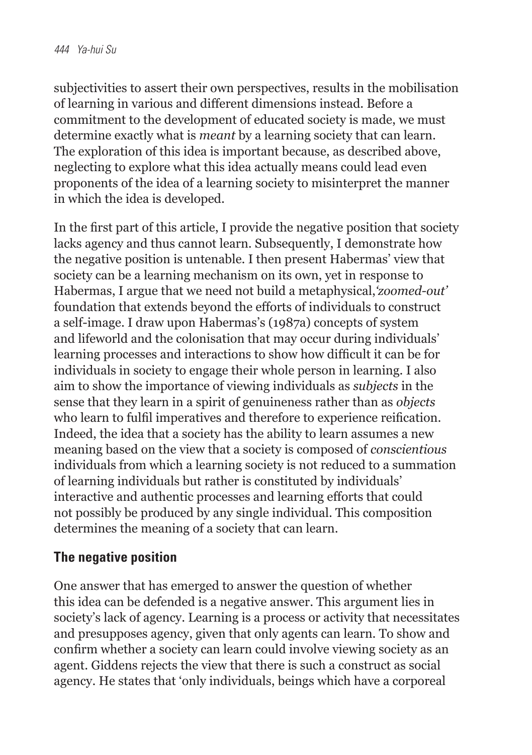subjectivities to assert their own perspectives, results in the mobilisation of learning in various and different dimensions instead. Before a commitment to the development of educated society is made, we must determine exactly what is *meant* by a learning society that can learn. The exploration of this idea is important because, as described above, neglecting to explore what this idea actually means could lead even proponents of the idea of a learning society to misinterpret the manner in which the idea is developed.

In the first part of this article, I provide the negative position that society lacks agency and thus cannot learn. Subsequently, I demonstrate how the negative position is untenable. I then present Habermas' view that society can be a learning mechanism on its own, yet in response to Habermas, I argue that we need not build a metaphysical,*'zoomed-out'* foundation that extends beyond the efforts of individuals to construct a self-image. I draw upon Habermas's (1987a) concepts of system and lifeworld and the colonisation that may occur during individuals' learning processes and interactions to show how difficult it can be for individuals in society to engage their whole person in learning. I also aim to show the importance of viewing individuals as *subjects* in the sense that they learn in a spirit of genuineness rather than as *objects* who learn to fulfil imperatives and therefore to experience reification. Indeed, the idea that a society has the ability to learn assumes a new meaning based on the view that a society is composed of *conscientious* individuals from which a learning society is not reduced to a summation of learning individuals but rather is constituted by individuals' interactive and authentic processes and learning efforts that could not possibly be produced by any single individual. This composition determines the meaning of a society that can learn.

## The negative position

One answer that has emerged to answer the question of whether this idea can be defended is a negative answer. This argument lies in society's lack of agency. Learning is a process or activity that necessitates and presupposes agency, given that only agents can learn. To show and confirm whether a society can learn could involve viewing society as an agent. Giddens rejects the view that there is such a construct as social agency. He states that 'only individuals, beings which have a corporeal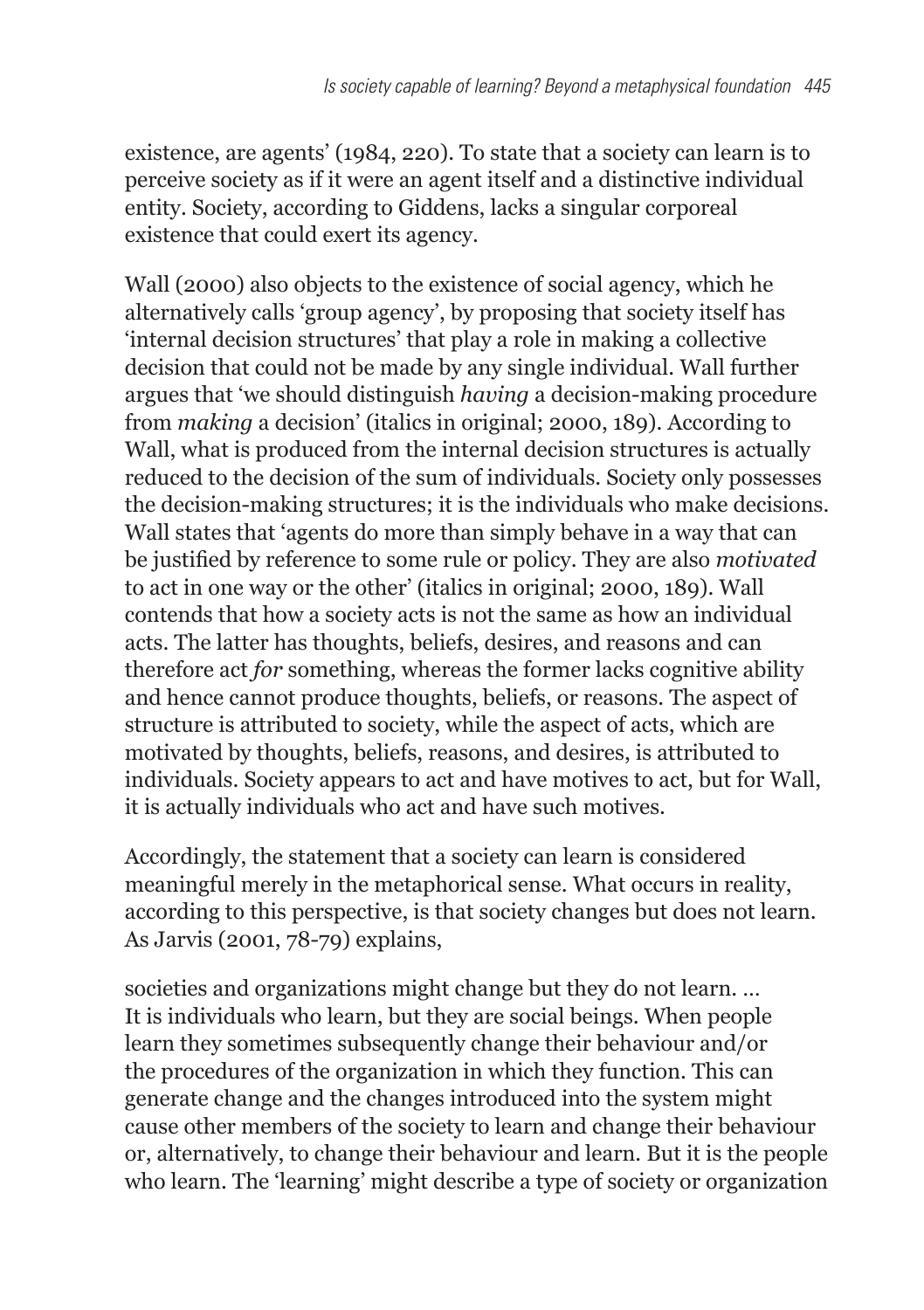existence, are agents' (1984, 220). To state that a society can learn is to perceive society as if it were an agent itself and a distinctive individual entity. Society, according to Giddens, lacks a singular corporeal existence that could exert its agency.

Wall (2000) also objects to the existence of social agency, which he alternatively calls 'group agency', by proposing that society itself has 'internal decision structures' that play a role in making a collective decision that could not be made by any single individual. Wall further argues that 'we should distinguish *having* a decision-making procedure from *making* a decision' (italics in original; 2000, 189). According to Wall, what is produced from the internal decision structures is actually reduced to the decision of the sum of individuals. Society only possesses the decision-making structures; it is the individuals who make decisions. Wall states that 'agents do more than simply behave in a way that can be justified by reference to some rule or policy. They are also *motivated* to act in one way or the other' (italics in original; 2000, 189). Wall contends that how a society acts is not the same as how an individual acts. The latter has thoughts, beliefs, desires, and reasons and can therefore act *for* something, whereas the former lacks cognitive ability and hence cannot produce thoughts, beliefs, or reasons. The aspect of structure is attributed to society, while the aspect of acts, which are motivated by thoughts, beliefs, reasons, and desires, is attributed to individuals. Society appears to act and have motives to act, but for Wall, it is actually individuals who act and have such motives.

Accordingly, the statement that a society can learn is considered meaningful merely in the metaphorical sense. What occurs in reality, according to this perspective, is that society changes but does not learn. As Jarvis (2001, 78-79) explains,

> societies and organizations might change but they do not learn. ... It is individuals who learn, but they are social beings. When people learn they sometimes subsequently change their behaviour and/or the procedures of the organization in which they function. This can generate change and the changes introduced into the system might cause other members of the society to learn and change their behaviour or, alternatively, to change their behaviour and learn. But it is the people who learn. The 'learning' might describe a type of society or organization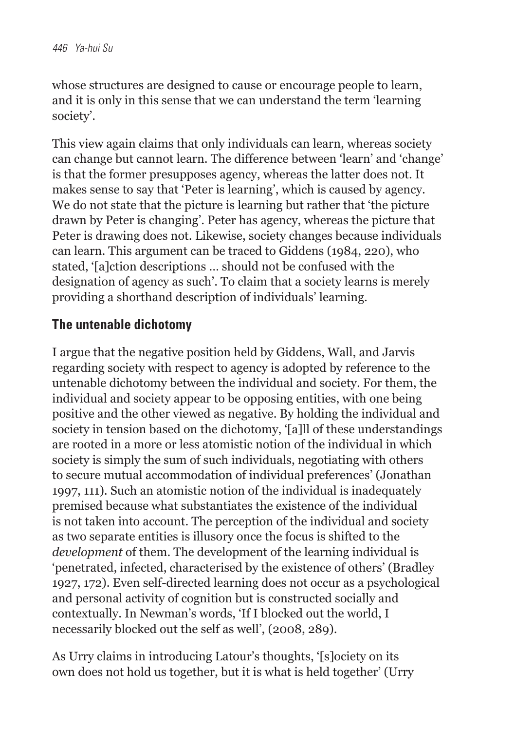whose structures are designed to cause or encourage people to learn, and it is only in this sense that we can understand the term 'learning society'.

This view again claims that only individuals can learn, whereas society can change but cannot learn. The difference between 'learn' and 'change' is that the former presupposes agency, whereas the latter does not. It makes sense to say that 'Peter is learning', which is caused by agency. We do not state that the picture is learning but rather that 'the picture drawn by Peter is changing'. Peter has agency, whereas the picture that Peter is drawing does not. Likewise, society changes because individuals can learn. This argument can be traced to Giddens (1984, 220), who stated, '[a]ction descriptions … should not be confused with the designation of agency as such'. To claim that a society learns is merely providing a shorthand description of individuals' learning.

## The untenable dichotomy

I argue that the negative position held by Giddens, Wall, and Jarvis regarding society with respect to agency is adopted by reference to the untenable dichotomy between the individual and society. For them, the individual and society appear to be opposing entities, with one being positive and the other viewed as negative. By holding the individual and society in tension based on the dichotomy, '[a]ll of these understandings are rooted in a more or less atomistic notion of the individual in which society is simply the sum of such individuals, negotiating with others to secure mutual accommodation of individual preferences' (Jonathan 1997, 111). Such an atomistic notion of the individual is inadequately premised because what substantiates the existence of the individual is not taken into account. The perception of the individual and society as two separate entities is illusory once the focus is shifted to the *development* of them. The development of the learning individual is 'penetrated, infected, characterised by the existence of others' (Bradley 1927, 172). Even self-directed learning does not occur as a psychological and personal activity of cognition but is constructed socially and contextually. In Newman's words, 'If I blocked out the world, I necessarily blocked out the self as well', (2008, 289).

As Urry claims in introducing Latour's thoughts, '[s]ociety on its own does not hold us together, but it is what is held together' (Urry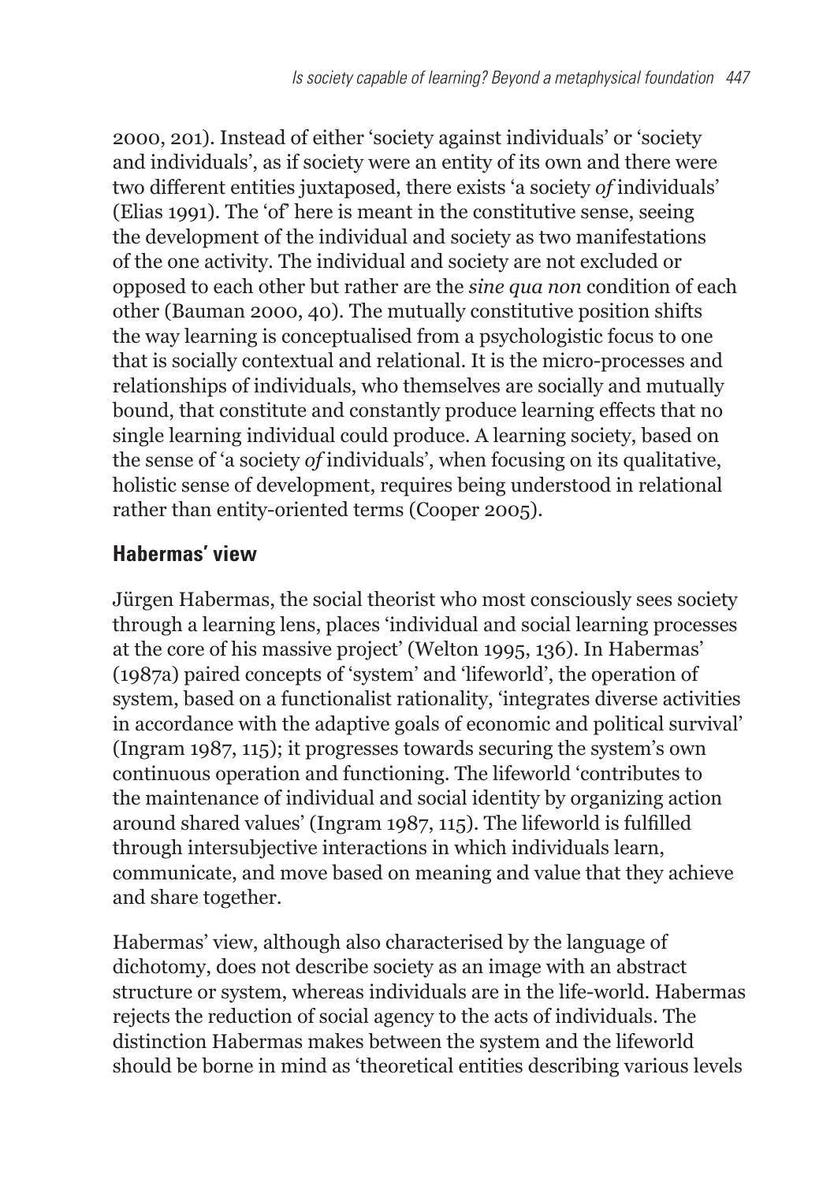2000, 201). Instead of either 'society against individuals' or 'society and individuals', as if society were an entity of its own and there were two different entities juxtaposed, there exists 'a society *of* individuals' (Elias 1991). The 'of' here is meant in the constitutive sense, seeing the development of the individual and society as two manifestations of the one activity. The individual and society are not excluded or opposed to each other but rather are the *sine qua non* condition of each other (Bauman 2000, 40). The mutually constitutive position shifts the way learning is conceptualised from a psychologistic focus to one that is socially contextual and relational. It is the micro-processes and relationships of individuals, who themselves are socially and mutually bound, that constitute and constantly produce learning effects that no single learning individual could produce. A learning society, based on the sense of 'a society *of* individuals', when focusing on its qualitative, holistic sense of development, requires being understood in relational rather than entity-oriented terms (Cooper 2005).

## Habermas' view

Jürgen Habermas, the social theorist who most consciously sees society through a learning lens, places 'individual and social learning processes at the core of his massive project' (Welton 1995, 136). In Habermas' (1987a) paired concepts of 'system' and 'lifeworld', the operation of system, based on a functionalist rationality, 'integrates diverse activities in accordance with the adaptive goals of economic and political survival' (Ingram 1987, 115); it progresses towards securing the system's own continuous operation and functioning. The lifeworld 'contributes to the maintenance of individual and social identity by organizing action around shared values' (Ingram 1987, 115). The lifeworld is fulfilled through intersubjective interactions in which individuals learn, communicate, and move based on meaning and value that they achieve and share together.

Habermas' view, although also characterised by the language of dichotomy, does not describe society as an image with an abstract structure or system, whereas individuals are in the life-world. Habermas rejects the reduction of social agency to the acts of individuals. The distinction Habermas makes between the system and the lifeworld should be borne in mind as 'theoretical entities describing various levels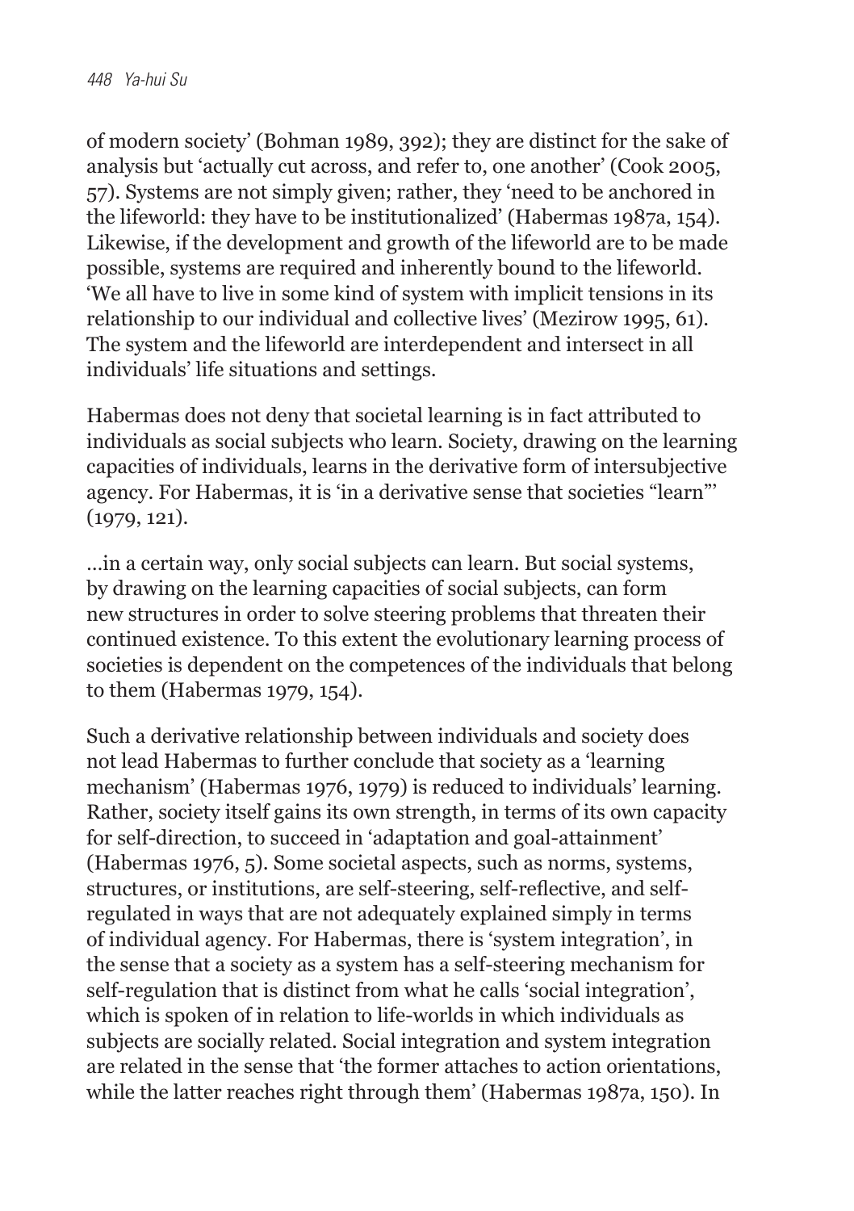of modern society' (Bohman 1989, 392); they are distinct for the sake of analysis but 'actually cut across, and refer to, one another' (Cook 2005, 57). Systems are not simply given; rather, they 'need to be anchored in the lifeworld: they have to be institutionalized' (Habermas 1987a, 154). Likewise, if the development and growth of the lifeworld are to be made possible, systems are required and inherently bound to the lifeworld. 'We all have to live in some kind of system with implicit tensions in its relationship to our individual and collective lives' (Mezirow 1995, 61). The system and the lifeworld are interdependent and intersect in all individuals' life situations and settings.

Habermas does not deny that societal learning is in fact attributed to individuals as social subjects who learn. Society, drawing on the learning capacities of individuals, learns in the derivative form of intersubjective agency. For Habermas, it is 'in a derivative sense that societies "learn"' (1979, 121).

> …in a certain way, only social subjects can learn. But social systems, by drawing on the learning capacities of social subjects, can form new structures in order to solve steering problems that threaten their continued existence. To this extent the evolutionary learning process of societies is dependent on the competences of the individuals that belong to them (Habermas 1979, 154).

Such a derivative relationship between individuals and society does not lead Habermas to further conclude that society as a 'learning mechanism' (Habermas 1976, 1979) is reduced to individuals' learning. Rather, society itself gains its own strength, in terms of its own capacity for self-direction, to succeed in 'adaptation and goal-attainment' (Habermas 1976, 5). Some societal aspects, such as norms, systems, structures, or institutions, are self-steering, self-reflective, and self-regulated in ways that are not adequately explained simply in terms of individual agency. For Habermas, there is 'system integration', in the sense that a society as a system has a self-steering mechanism for self-regulation that is distinct from what he calls 'social integration', which is spoken of in relation to life-worlds in which individuals as subjects are socially related. Social integration and system integration are related in the sense that 'the former attaches to action orientations, while the latter reaches right through them' (Habermas 1987a, 150). In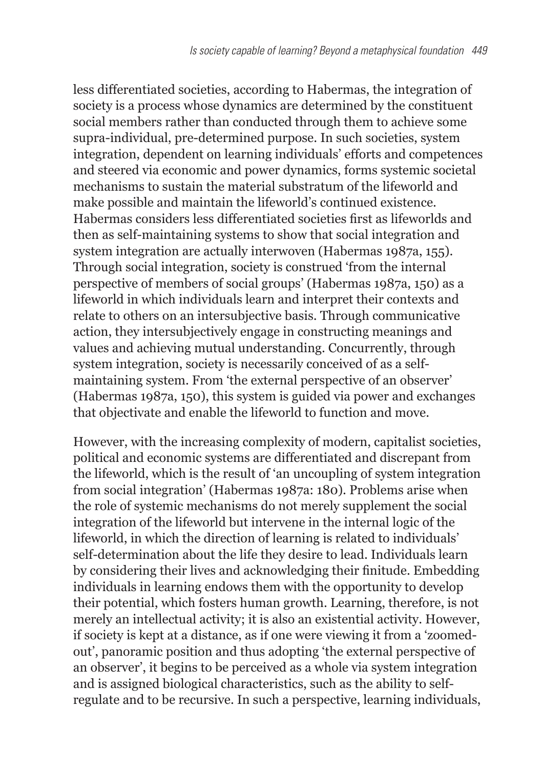less differentiated societies, according to Habermas, the integration of society is a process whose dynamics are determined by the constituent social members rather than conducted through them to achieve some supra-individual, pre-determined purpose. In such societies, system integration, dependent on learning individuals' efforts and competences and steered via economic and power dynamics, forms systemic societal mechanisms to sustain the material substratum of the lifeworld and make possible and maintain the lifeworld's continued existence. Habermas considers less differentiated societies first as lifeworlds and then as self-maintaining systems to show that social integration and system integration are actually interwoven (Habermas 1987a, 155). Through social integration, society is construed 'from the internal perspective of members of social groups' (Habermas 1987a, 150) as a lifeworld in which individuals learn and interpret their contexts and relate to others on an intersubjective basis. Through communicative action, they intersubjectively engage in constructing meanings and values and achieving mutual understanding. Concurrently, through system integration, society is necessarily conceived of as a self-maintaining system. From 'the external perspective of an observer' (Habermas 1987a, 150), this system is guided via power and exchanges that objectivate and enable the lifeworld to function and move.

However, with the increasing complexity of modern, capitalist societies, political and economic systems are differentiated and discrepant from the lifeworld, which is the result of 'an uncoupling of system integration from social integration' (Habermas 1987a: 180). Problems arise when the role of systemic mechanisms do not merely supplement the social integration of the lifeworld but intervene in the internal logic of the lifeworld, in which the direction of learning is related to individuals' self-determination about the life they desire to lead. Individuals learn by considering their lives and acknowledging their finitude. Embedding individuals in learning endows them with the opportunity to develop their potential, which fosters human growth. Learning, therefore, is not merely an intellectual activity; it is also an existential activity. However, if society is kept at a distance, as if one were viewing it from a 'zoomed-out', panoramic position and thus adopting 'the external perspective of an observer', it begins to be perceived as a whole via system integration and is assigned biological characteristics, such as the ability to self-regulate and to be recursive. In such a perspective, learning individuals,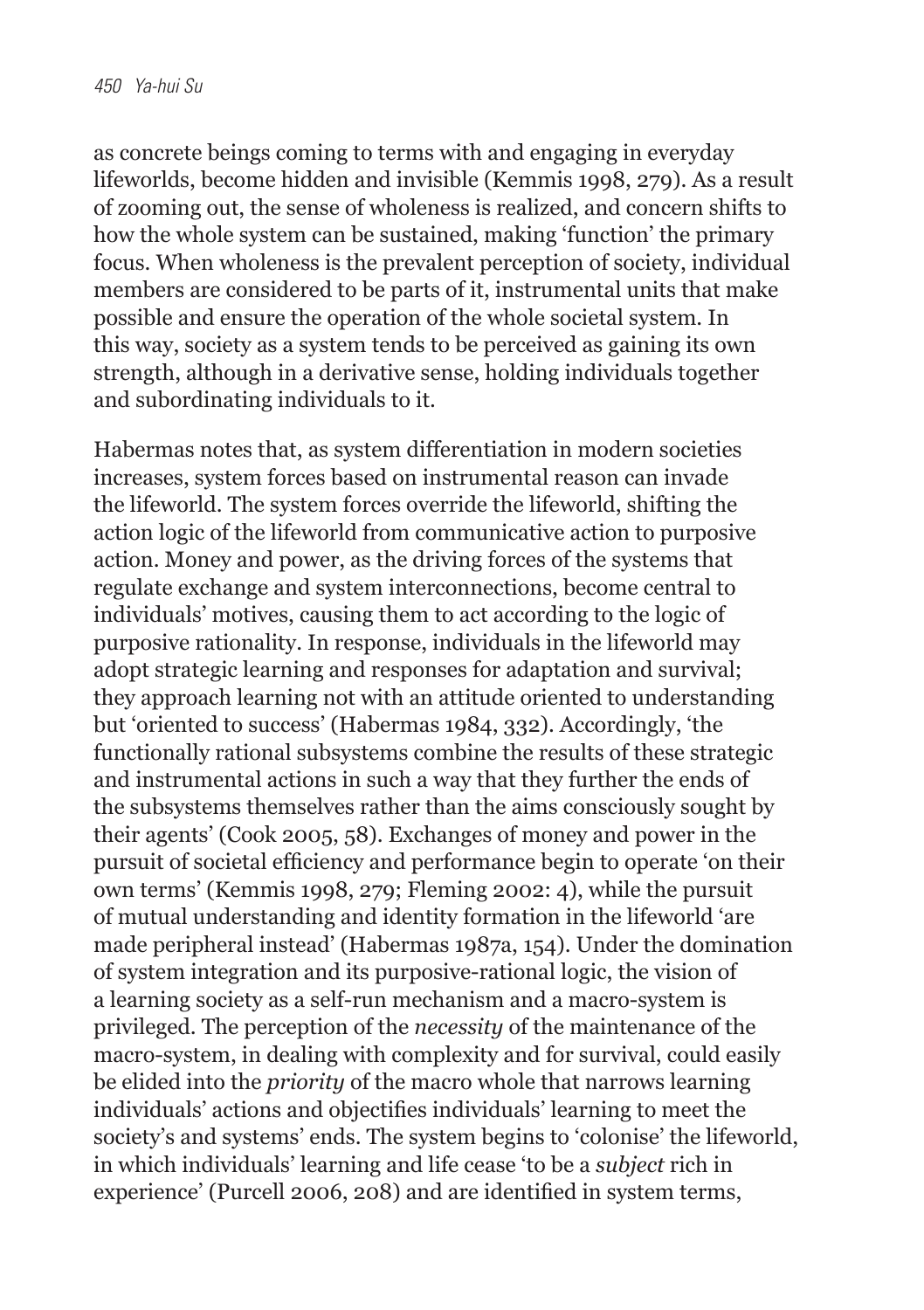as concrete beings coming to terms with and engaging in everyday lifeworlds, become hidden and invisible (Kemmis 1998, 279). As a result of zooming out, the sense of wholeness is realized, and concern shifts to how the whole system can be sustained, making 'function' the primary focus. When wholeness is the prevalent perception of society, individual members are considered to be parts of it, instrumental units that make possible and ensure the operation of the whole societal system. In this way, society as a system tends to be perceived as gaining its own strength, although in a derivative sense, holding individuals together and subordinating individuals to it.

Habermas notes that, as system differentiation in modern societies increases, system forces based on instrumental reason can invade the lifeworld. The system forces override the lifeworld, shifting the action logic of the lifeworld from communicative action to purposive action. Money and power, as the driving forces of the systems that regulate exchange and system interconnections, become central to individuals' motives, causing them to act according to the logic of purposive rationality. In response, individuals in the lifeworld may adopt strategic learning and responses for adaptation and survival; they approach learning not with an attitude oriented to understanding but 'oriented to success' (Habermas 1984, 332). Accordingly, 'the functionally rational subsystems combine the results of these strategic and instrumental actions in such a way that they further the ends of the subsystems themselves rather than the aims consciously sought by their agents' (Cook 2005, 58). Exchanges of money and power in the pursuit of societal efficiency and performance begin to operate 'on their own terms' (Kemmis 1998, 279; Fleming 2002: 4), while the pursuit of mutual understanding and identity formation in the lifeworld 'are made peripheral instead' (Habermas 1987a, 154). Under the domination of system integration and its purposive-rational logic, the vision of a learning society as a self-run mechanism and a macro-system is privileged. The perception of the *necessity* of the maintenance of the macro-system, in dealing with complexity and for survival, could easily be elided into the *priority* of the macro whole that narrows learning individuals' actions and objectifies individuals' learning to meet the society's and systems' ends. The system begins to 'colonise' the lifeworld, in which individuals' learning and life cease 'to be a *subject* rich in experience' (Purcell 2006, 208) and are identified in system terms,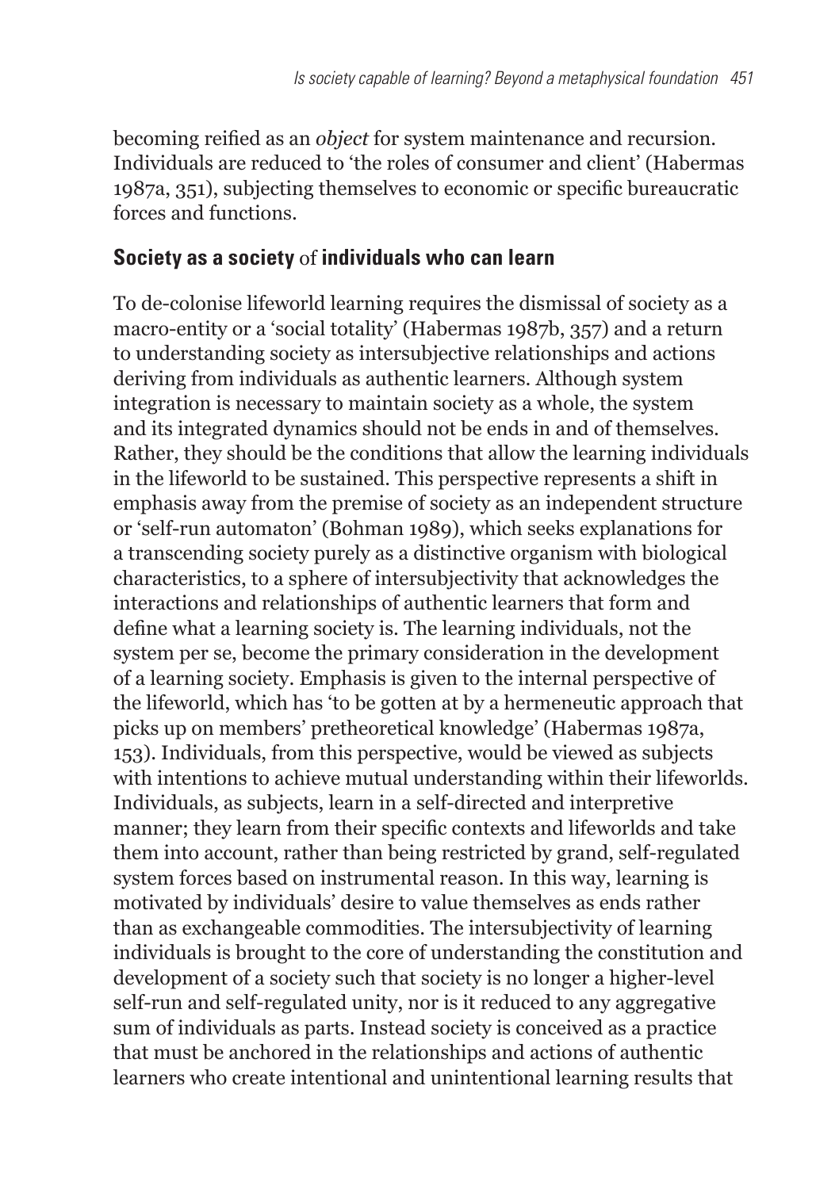becoming reified as an *object* for system maintenance and recursion. Individuals are reduced to 'the roles of consumer and client' (Habermas 1987a, 351), subjecting themselves to economic or specific bureaucratic forces and functions.

## Society as a society *of* individuals who can learn

To de-colonise lifeworld learning requires the dismissal of society as a macro-entity or a 'social totality' (Habermas 1987b, 357) and a return to understanding society as intersubjective relationships and actions deriving from individuals as authentic learners. Although system integration is necessary to maintain society as a whole, the system and its integrated dynamics should not be ends in and of themselves. Rather, they should be the conditions that allow the learning individuals in the lifeworld to be sustained. This perspective represents a shift in emphasis away from the premise of society as an independent structure or 'self-run automaton' (Bohman 1989), which seeks explanations for a transcending society purely as a distinctive organism with biological characteristics, to a sphere of intersubjectivity that acknowledges the interactions and relationships of authentic learners that form and define what a learning society is. The learning individuals, not the system per se, become the primary consideration in the development of a learning society. Emphasis is given to the internal perspective of the lifeworld, which has 'to be gotten at by a hermeneutic approach that picks up on members' pretheoretical knowledge' (Habermas 1987a, 153). Individuals, from this perspective, would be viewed as subjects with intentions to achieve mutual understanding within their lifeworlds. Individuals, as subjects, learn in a self-directed and interpretive manner; they learn from their specific contexts and lifeworlds and take them into account, rather than being restricted by grand, self-regulated system forces based on instrumental reason. In this way, learning is motivated by individuals' desire to value themselves as ends rather than as exchangeable commodities. The intersubjectivity of learning individuals is brought to the core of understanding the constitution and development of a society such that society is no longer a higher-level self-run and self-regulated unity, nor is it reduced to any aggregative sum of individuals as parts. Instead society is conceived as a practice that must be anchored in the relationships and actions of authentic learners who create intentional and unintentional learning results that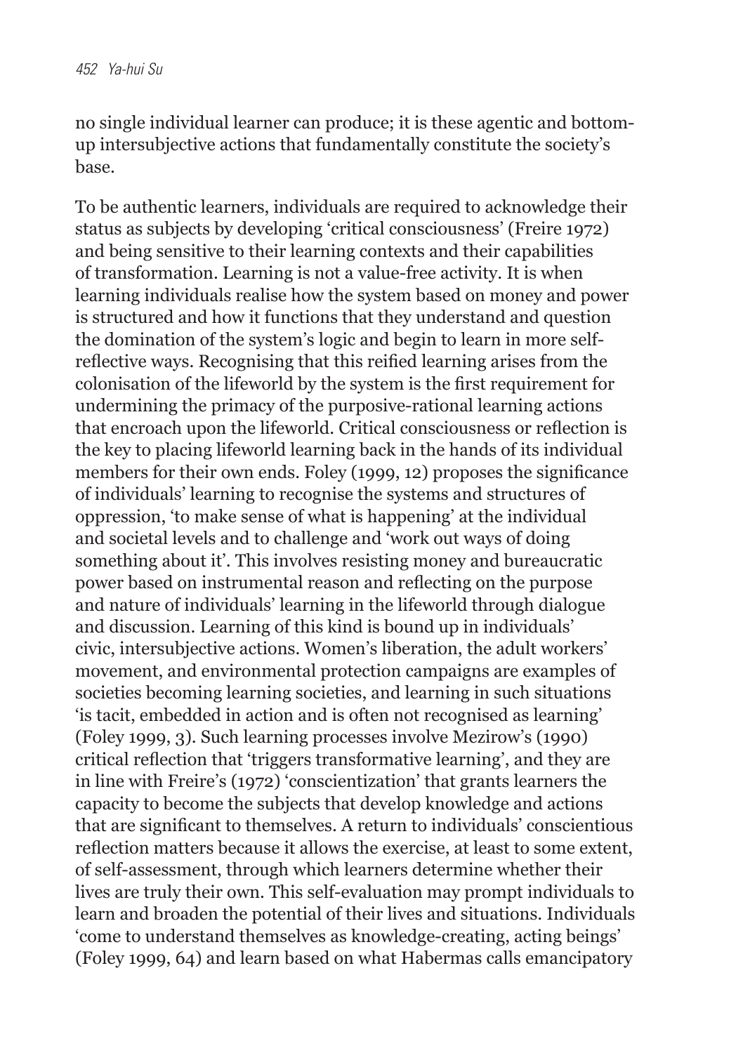no single individual learner can produce; it is these agentic and bottom-up intersubjective actions that fundamentally constitute the society's base.

To be authentic learners, individuals are required to acknowledge their status as subjects by developing 'critical consciousness' (Freire 1972) and being sensitive to their learning contexts and their capabilities of transformation. Learning is not a value-free activity. It is when learning individuals realise how the system based on money and power is structured and how it functions that they understand and question the domination of the system's logic and begin to learn in more self-reflective ways. Recognising that this reified learning arises from the colonisation of the lifeworld by the system is the first requirement for undermining the primacy of the purposive-rational learning actions that encroach upon the lifeworld. Critical consciousness or reflection is the key to placing lifeworld learning back in the hands of its individual members for their own ends. Foley (1999, 12) proposes the significance of individuals' learning to recognise the systems and structures of oppression, 'to make sense of what is happening' at the individual and societal levels and to challenge and 'work out ways of doing something about it'. This involves resisting money and bureaucratic power based on instrumental reason and reflecting on the purpose and nature of individuals' learning in the lifeworld through dialogue and discussion. Learning of this kind is bound up in individuals' civic, intersubjective actions. Women's liberation, the adult workers' movement, and environmental protection campaigns are examples of societies becoming learning societies, and learning in such situations 'is tacit, embedded in action and is often not recognised as learning' (Foley 1999, 3). Such learning processes involve Mezirow's (1990) critical reflection that 'triggers transformative learning', and they are in line with Freire's (1972) 'conscientization' that grants learners the capacity to become the subjects that develop knowledge and actions that are significant to themselves. A return to individuals' conscientious reflection matters because it allows the exercise, at least to some extent, of self-assessment, through which learners determine whether their lives are truly their own. This self-evaluation may prompt individuals to learn and broaden the potential of their lives and situations. Individuals 'come to understand themselves as knowledge-creating, acting beings' (Foley 1999, 64) and learn based on what Habermas calls emancipatory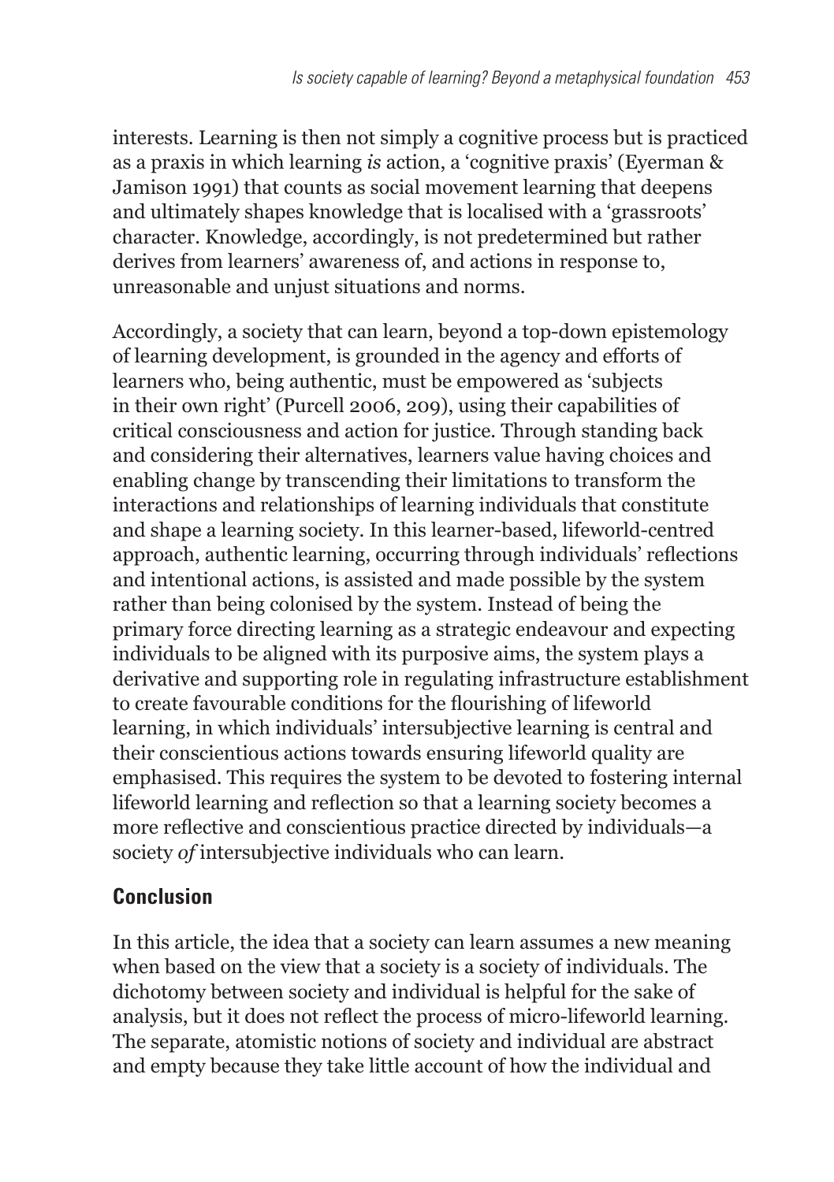interests. Learning is then not simply a cognitive process but is practiced as a praxis in which learning *is* action, a 'cognitive praxis' (Eyerman & Jamison 1991) that counts as social movement learning that deepens and ultimately shapes knowledge that is localised with a 'grassroots' character. Knowledge, accordingly, is not predetermined but rather derives from learners' awareness of, and actions in response to, unreasonable and unjust situations and norms.

Accordingly, a society that can learn, beyond a top-down epistemology of learning development, is grounded in the agency and efforts of learners who, being authentic, must be empowered as 'subjects in their own right' (Purcell 2006, 209), using their capabilities of critical consciousness and action for justice. Through standing back and considering their alternatives, learners value having choices and enabling change by transcending their limitations to transform the interactions and relationships of learning individuals that constitute and shape a learning society. In this learner-based, lifeworld-centred approach, authentic learning, occurring through individuals' reflections and intentional actions, is assisted and made possible by the system rather than being colonised by the system. Instead of being the primary force directing learning as a strategic endeavour and expecting individuals to be aligned with its purposive aims, the system plays a derivative and supporting role in regulating infrastructure establishment to create favourable conditions for the flourishing of lifeworld learning, in which individuals' intersubjective learning is central and their conscientious actions towards ensuring lifeworld quality are emphasised. This requires the system to be devoted to fostering internal lifeworld learning and reflection so that a learning society becomes a more reflective and conscientious practice directed by individuals—a society *of* intersubjective individuals who can learn.

## Conclusion

In this article, the idea that a society can learn assumes a new meaning when based on the view that a society is a society of individuals. The dichotomy between society and individual is helpful for the sake of analysis, but it does not reflect the process of micro-lifeworld learning. The separate, atomistic notions of society and individual are abstract and empty because they take little account of how the individual and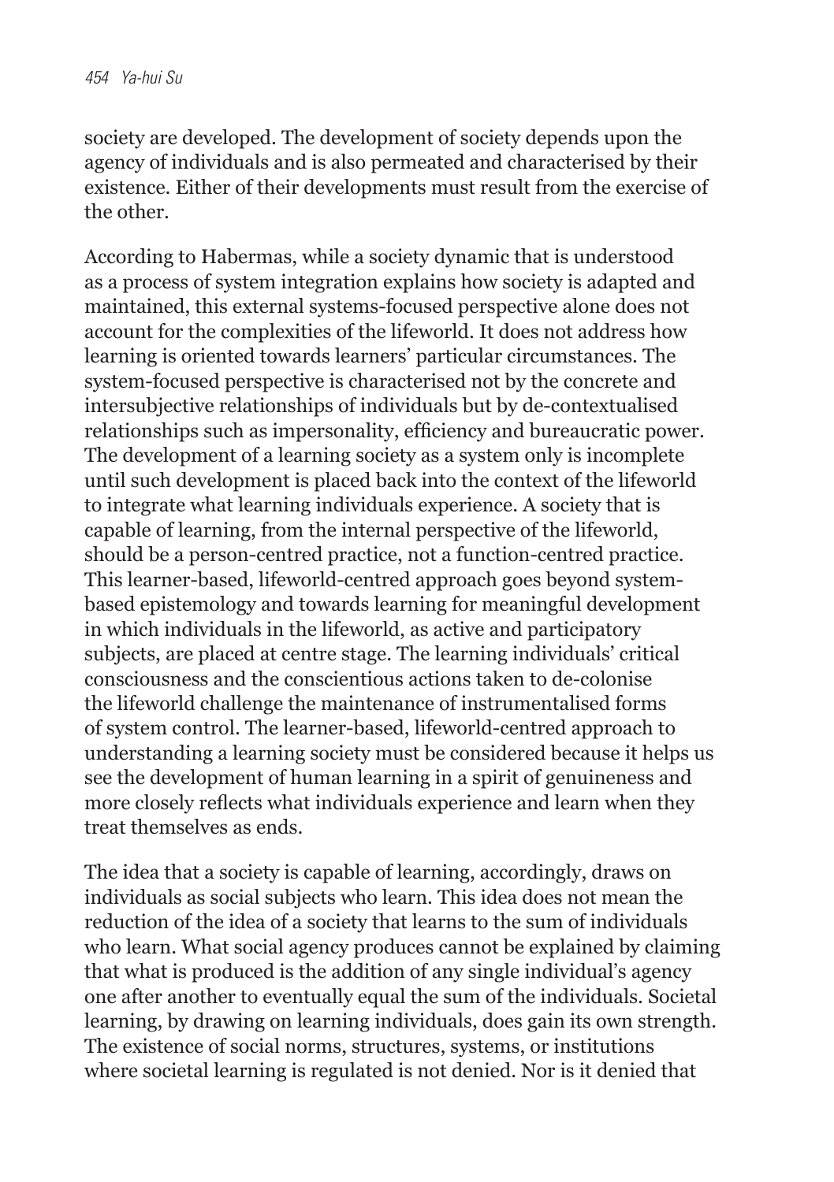society are developed. The development of society depends upon the agency of individuals and is also permeated and characterised by their existence. Either of their developments must result from the exercise of the other.

According to Habermas, while a society dynamic that is understood as a process of system integration explains how society is adapted and maintained, this external systems-focused perspective alone does not account for the complexities of the lifeworld. It does not address how learning is oriented towards learners' particular circumstances. The system-focused perspective is characterised not by the concrete and intersubjective relationships of individuals but by de-contextualised relationships such as impersonality, efficiency and bureaucratic power. The development of a learning society as a system only is incomplete until such development is placed back into the context of the lifeworld to integrate what learning individuals experience. A society that is capable of learning, from the internal perspective of the lifeworld, should be a person-centred practice, not a function-centred practice. This learner-based, lifeworld-centred approach goes beyond system-based epistemology and towards learning for meaningful development in which individuals in the lifeworld, as active and participatory subjects, are placed at centre stage. The learning individuals' critical consciousness and the conscientious actions taken to de-colonise the lifeworld challenge the maintenance of instrumentalised forms of system control. The learner-based, lifeworld-centred approach to understanding a learning society must be considered because it helps us see the development of human learning in a spirit of genuineness and more closely reflects what individuals experience and learn when they treat themselves as ends.

The idea that a society is capable of learning, accordingly, draws on individuals as social subjects who learn. This idea does not mean the reduction of the idea of a society that learns to the sum of individuals who learn. What social agency produces cannot be explained by claiming that what is produced is the addition of any single individual's agency one after another to eventually equal the sum of the individuals. Societal learning, by drawing on learning individuals, does gain its own strength. The existence of social norms, structures, systems, or institutions where societal learning is regulated is not denied. Nor is it denied that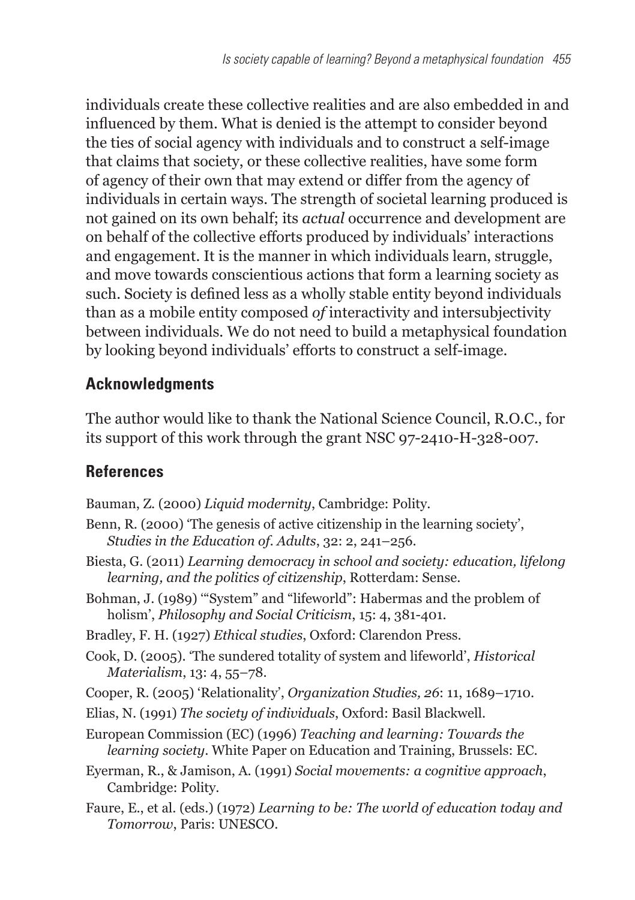individuals create these collective realities and are also embedded in and influenced by them. What is denied is the attempt to consider beyond the ties of social agency with individuals and to construct a self-image that claims that society, or these collective realities, have some form of agency of their own that may extend or differ from the agency of individuals in certain ways. The strength of societal learning produced is not gained on its own behalf; its *actual* occurrence and development are on behalf of the collective efforts produced by individuals' interactions and engagement. It is the manner in which individuals learn, struggle, and move towards conscientious actions that form a learning society as such. Society is defined less as a wholly stable entity beyond individuals than as a mobile entity composed *of* interactivity and intersubjectivity between individuals. We do not need to build a metaphysical foundation by looking beyond individuals' efforts to construct a self-image.

## Acknowledgments

The author would like to thank the National Science Council, R.O.C., for its support of this work through the grant NSC 97-2410-H-328-007.

## References

Bauman, Z. (2000) *Liquid modernity*, Cambridge: Polity.

Benn, R. (2000) 'The genesis of active citizenship in the learning society', *Studies in the Education of. Adults*, 32: 2, 241–256.

Biesta, G. (2011) *Learning democracy in school and society: education, lifelong learning, and the politics of citizenship*, Rotterdam: Sense.

Bohman, J. (1989) '"System" and "lifeworld": Habermas and the problem of holism', *Philosophy and Social Criticism*, 15: 4, 381-401.

Bradley, F. H. (1927) *Ethical studies*, Oxford: Clarendon Press.

Cook, D. (2005). 'The sundered totality of system and lifeworld', *Historical Materialism*, 13: 4, 55–78.

Cooper, R. (2005) 'Relationality', *Organization Studies, 26*: 11, 1689–1710.

Elias, N. (1991) *The society of individuals*, Oxford: Basil Blackwell.

European Commission (EC) (1996) *Teaching and learning: Towards the learning society*. White Paper on Education and Training, Brussels: EC.

Eyerman, R., & Jamison, A. (1991) *Social movements: a cognitive approach*, Cambridge: Polity.

Faure, E., et al. (eds.) (1972) *Learning to be: The world of education today and Tomorrow*, Paris: UNESCO.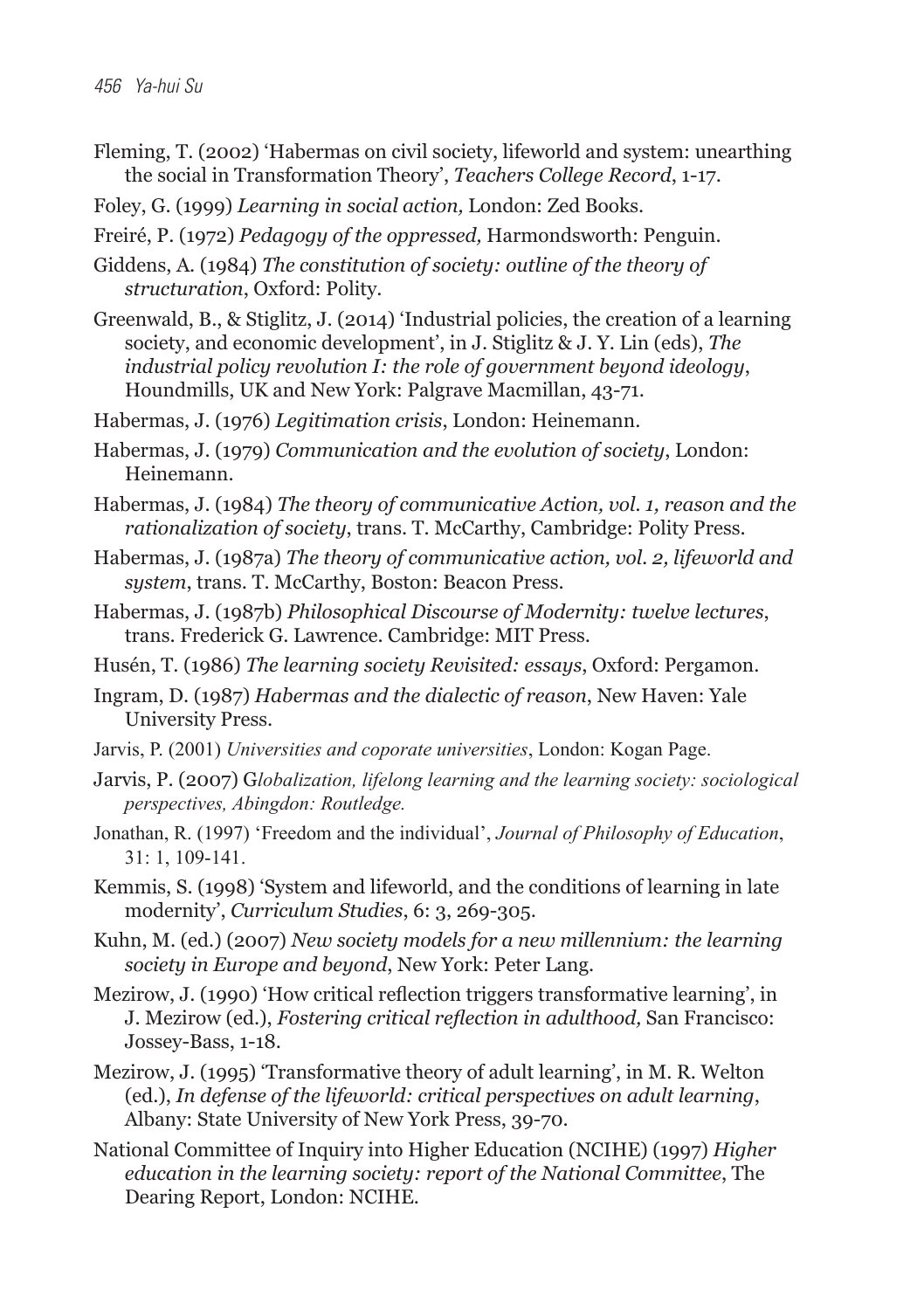Fleming, T. (2002) 'Habermas on civil society, lifeworld and system: unearthing the social in Transformation Theory', *Teachers College Record*, 1-17.

Foley, G. (1999) *Learning in social action,* London: Zed Books.

Freiré, P. (1972) *Pedagogy of the oppressed,* Harmondsworth: Penguin.

Giddens, A. (1984) *The constitution of society: outline of the theory of structuration*, Oxford: Polity.

Greenwald, B., & Stiglitz, J. (2014) 'Industrial policies, the creation of a learning society, and economic development', in J. Stiglitz & J. Y. Lin (eds), *The industrial policy revolution I: the role of government beyond ideology*, Houndmills, UK and New York: Palgrave Macmillan, 43-71.

Habermas, J. (1976) *Legitimation crisis*, London: Heinemann.

Habermas, J. (1979) *Communication and the evolution of society*, London: Heinemann.

Habermas, J. (1984) *The theory of communicative Action, vol. 1, reason and the rationalization of society*, trans. T. McCarthy, Cambridge: Polity Press.

Habermas, J. (1987a) *The theory of communicative action, vol. 2, lifeworld and system*, trans. T. McCarthy, Boston: Beacon Press.

Habermas, J. (1987b) *Philosophical Discourse of Modernity: twelve lectures*, trans. Frederick G. Lawrence. Cambridge: MIT Press.

Husén, T. (1986) *The learning society Revisited: essays*, Oxford: Pergamon.

Ingram, D. (1987) *Habermas and the dialectic of reason*, New Haven: Yale University Press.

Jarvis, P. (2001) *Universities and coporate universities*, London: Kogan Page.

Jarvis, P. (2007) G*lobalization, lifelong learning and the learning society: sociological perspectives, Abingdon: Routledge.*

Jonathan, R. (1997) 'Freedom and the individual', *Journal of Philosophy of Education*, 31: 1, 109-141.

Kemmis, S. (1998) 'System and lifeworld, and the conditions of learning in late modernity', *Curriculum Studies*, 6: 3, 269-305.

Kuhn, M. (ed.) (2007) *New society models for a new millennium: the learning society in Europe and beyond*, New York: Peter Lang.

Mezirow, J. (1990) 'How critical reflection triggers transformative learning', in J. Mezirow (ed.), *Fostering critical reflection in adulthood,* San Francisco: Jossey-Bass, 1-18.

Mezirow, J. (1995) 'Transformative theory of adult learning', in M. R. Welton (ed.), *In defense of the lifeworld: critical perspectives on adult learning*, Albany: State University of New York Press, 39-70.

National Committee of Inquiry into Higher Education (NCIHE) (1997) *Higher education in the learning society: report of the National Committee*, The Dearing Report, London: NCIHE.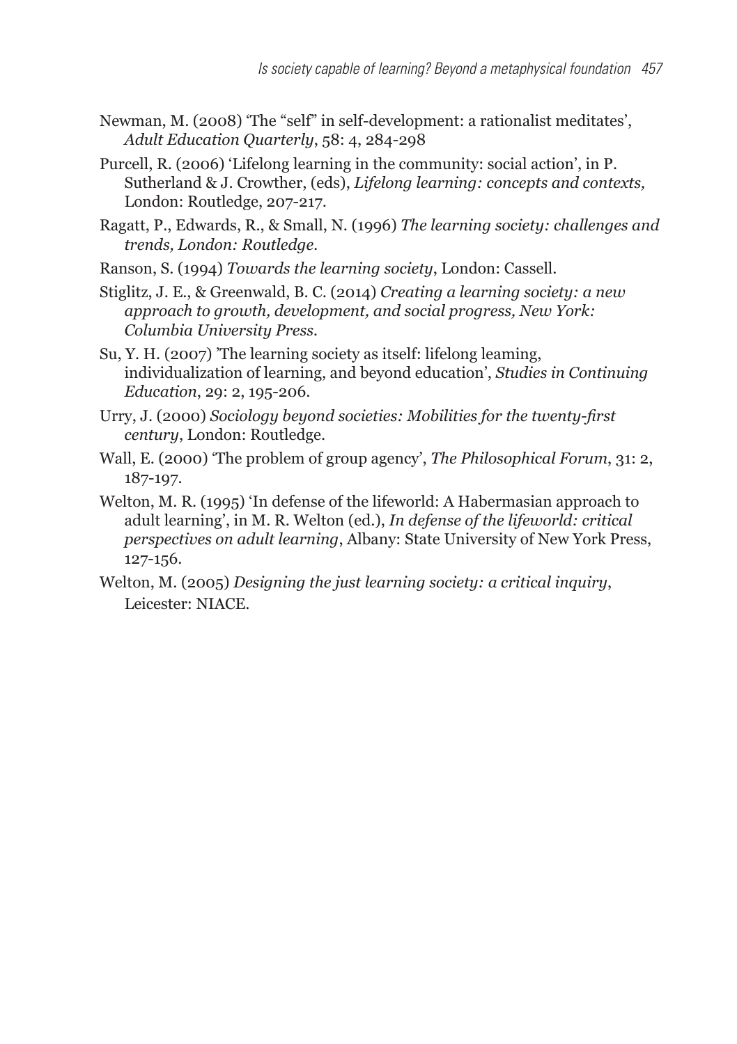Newman, M. (2008) 'The "self" in self-development: a rationalist meditates', *Adult Education Quarterly*, 58: 4, 284-298

Purcell, R. (2006) 'Lifelong learning in the community: social action', in P. Sutherland & J. Crowther, (eds), *Lifelong learning: concepts and contexts,* London: Routledge, 207-217.

Ragatt, P., Edwards, R., & Small, N. (1996) *The learning society: challenges and trends, London: Routledge.*

Ranson, S. (1994) *Towards the learning society*, London: Cassell.

Stiglitz, J. E., & Greenwald, B. C. (2014) *Creating a learning society: a new approach to growth, development, and social progress, New York: Columbia University Press.*

Su, Y. H. (2007) 'The learning society as itself: lifelong leaming, individualization of learning, and beyond education', *Studies in Continuing Education*, 29: 2, 195-206.

Urry, J. (2000) *Sociology beyond societies: Mobilities for the twenty-first century*, London: Routledge.

Wall, E. (2000) 'The problem of group agency', *The Philosophical Forum*, 31: 2, 187-197.

Welton, M. R. (1995) 'In defense of the lifeworld: A Habermasian approach to adult learning', in M. R. Welton (ed.), *In defense of the lifeworld: critical perspectives on adult learning*, Albany: State University of New York Press, 127-156.

Welton, M. (2005) *Designing the just learning society: a critical inquiry*, Leicester: NIACE.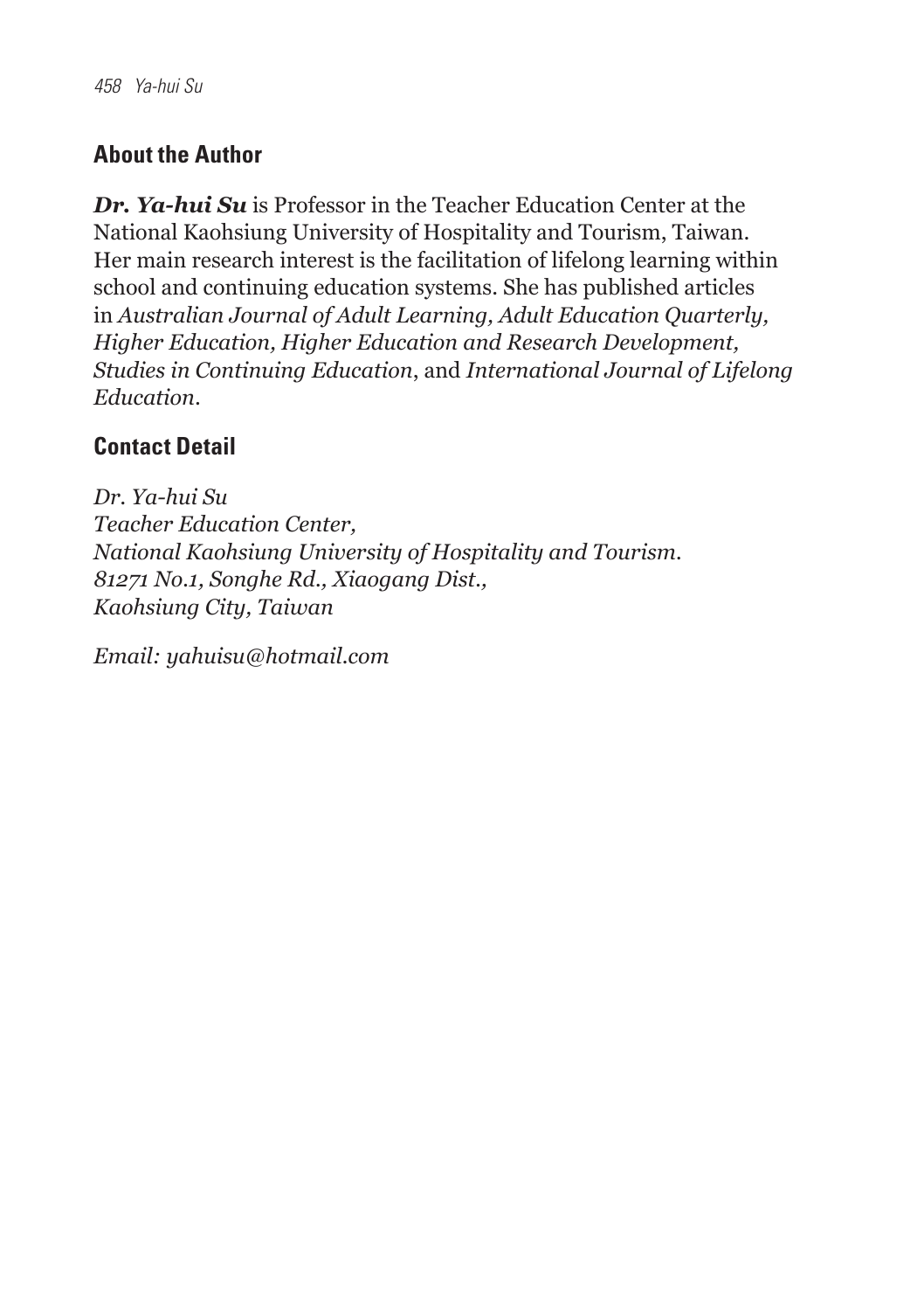## About the Author

***Dr. Ya-hui Su*** is Professor in the Teacher Education Center at the National Kaohsiung University of Hospitality and Tourism, Taiwan. Her main research interest is the facilitation of lifelong learning within school and continuing education systems. She has published articles in *Australian Journal of Adult Learning, Adult Education Quarterly, Higher Education, Higher Education and Research Development, Studies in Continuing Education*, and *International Journal of Lifelong Education*.

## Contact Detail

*Dr. Ya-hui Su*
*Teacher Education Center,*
*National Kaohsiung University of Hospitality and Tourism.*
*81271 No.1, Songhe Rd., Xiaogang Dist.,*
*Kaohsiung City, Taiwan*

*Email: yahuisu@hotmail.com*